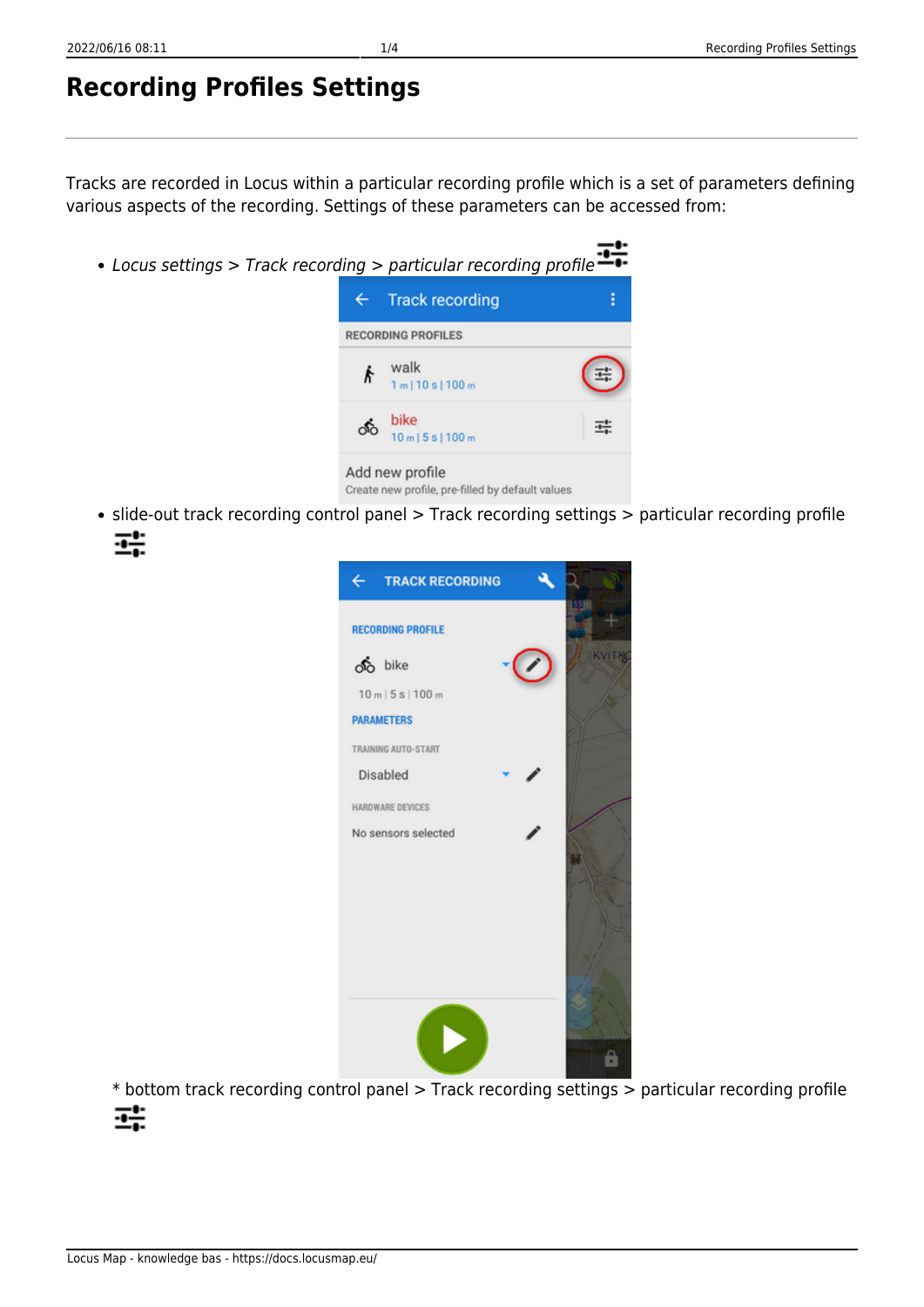# Recording Profiles Settings

Tracks are recorded in Locus within a particular recording profile which is a set of parameters defining various aspects of the recording. Settings of these parameters can be accessed from:

- *Locus settings > Track recording > particular recording profile*
- slide-out track recording control panel > Track recording settings > particular recording profile

* bottom track recording control panel > Track recording settings > particular recording profile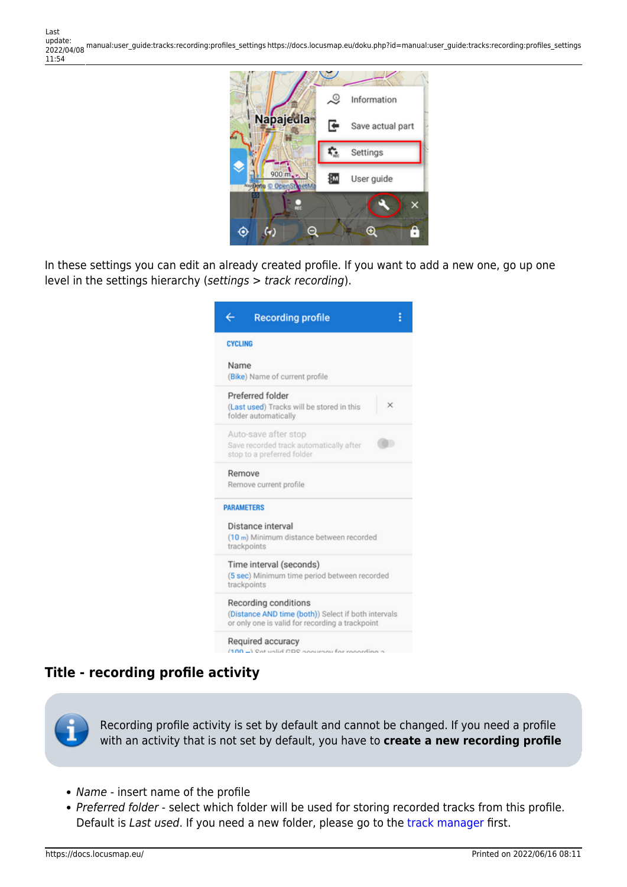In these settings you can edit an already created profile. If you want to add a new one, go up one level in the settings hierarchy (*settings* > *track recording*).

## Title - recording profile activity

Recording profile activity is set by default and cannot be changed. If you need a profile with an activity that is not set by default, you have to **create a new recording profile**

- *Name* - insert name of the profile
- *Preferred folder* - select which folder will be used for storing recorded tracks from this profile. Default is *Last used*. If you need a new folder, please go to the track manager first.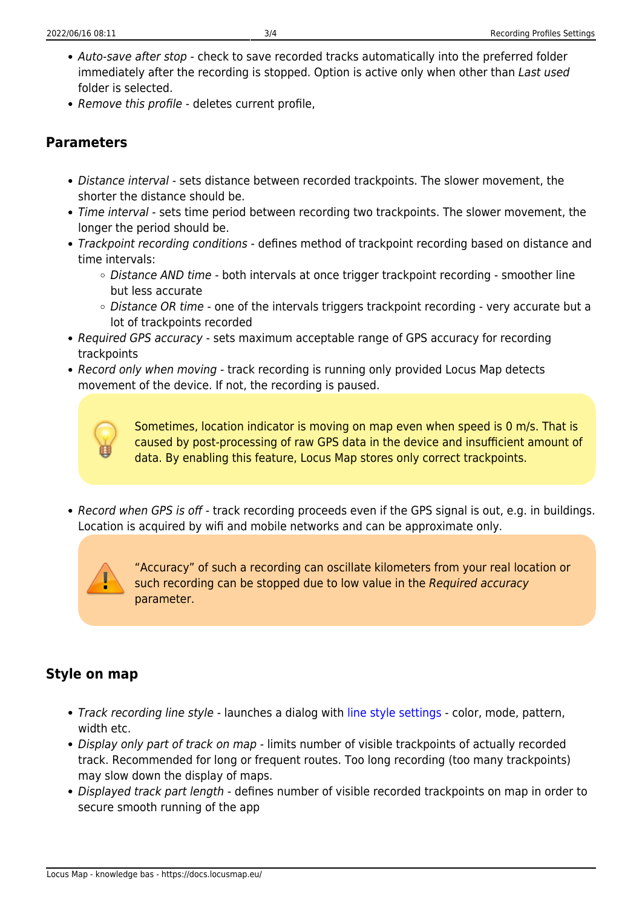- *Auto-save after stop* - check to save recorded tracks automatically into the preferred folder immediately after the recording is stopped. Option is active only when other than *Last used* folder is selected.
- *Remove this profile* - deletes current profile,

## Parameters

- *Distance interval* - sets distance between recorded trackpoints. The slower movement, the shorter the distance should be.
- *Time interval* - sets time period between recording two trackpoints. The slower movement, the longer the period should be.
- *Trackpoint recording conditions* - defines method of trackpoint recording based on distance and time intervals:
  - *Distance AND time* - both intervals at once trigger trackpoint recording - smoother line but less accurate
  - *Distance OR time* - one of the intervals triggers trackpoint recording - very accurate but a lot of trackpoints recorded
- *Required GPS accuracy* - sets maximum acceptable range of GPS accuracy for recording trackpoints
- *Record only when moving* - track recording is running only provided Locus Map detects movement of the device. If not, the recording is paused.

> Sometimes, location indicator is moving on map even when speed is 0 m/s. That is caused by post-processing of raw GPS data in the device and insufficient amount of data. By enabling this feature, Locus Map stores only correct trackpoints.

- *Record when GPS is off* - track recording proceeds even if the GPS signal is out, e.g. in buildings. Location is acquired by wifi and mobile networks and can be approximate only.

> "Accuracy" of such a recording can oscillate kilometers from your real location or such recording can be stopped due to low value in the *Required accuracy* parameter.

## Style on map

- *Track recording line style* - launches a dialog with line style settings - color, mode, pattern, width etc.
- *Display only part of track on map* - limits number of visible trackpoints of actually recorded track. Recommended for long or frequent routes. Too long recording (too many trackpoints) may slow down the display of maps.
- *Displayed track part length* - defines number of visible recorded trackpoints on map in order to secure smooth running of the app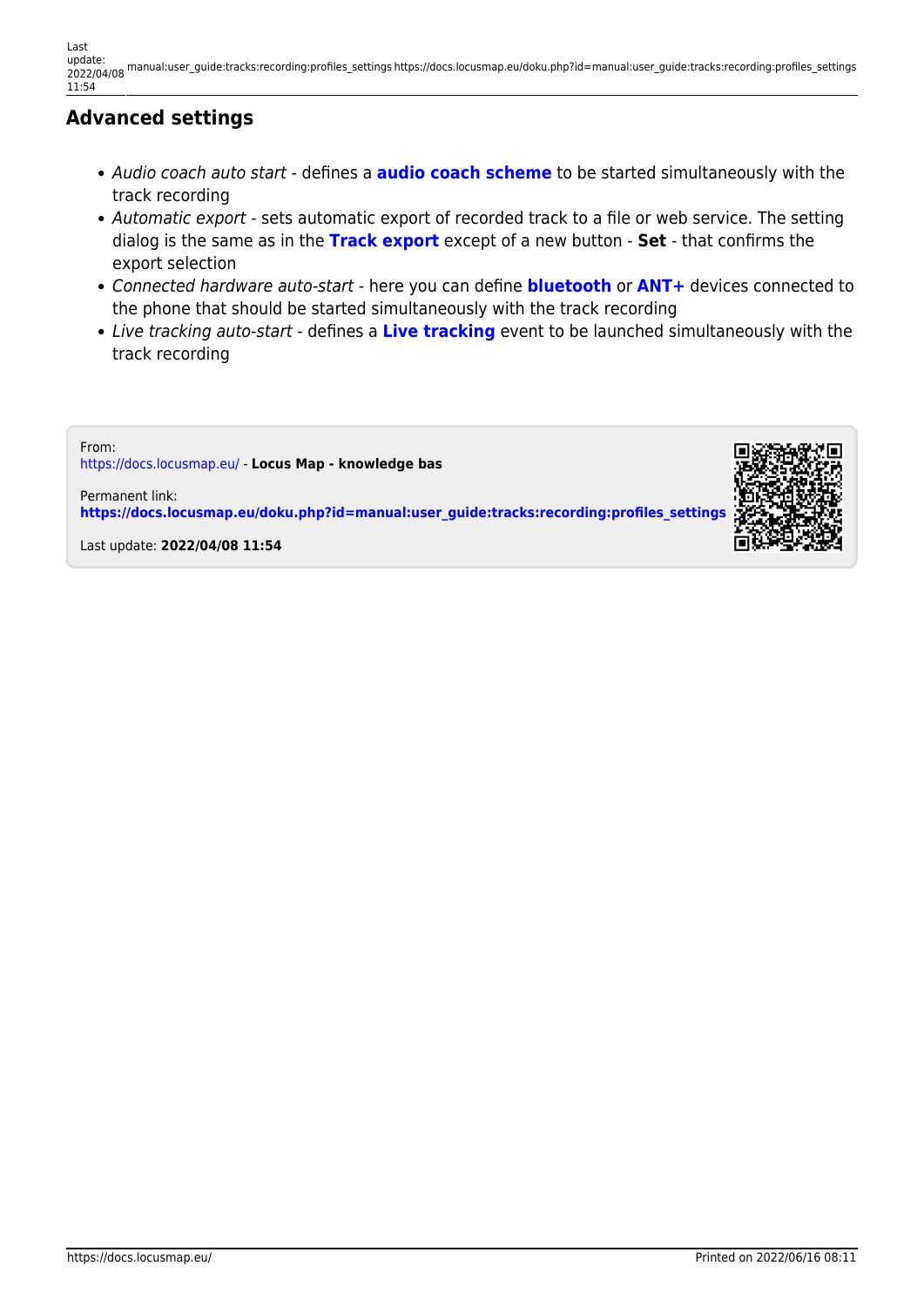## Advanced settings

- *Audio coach auto start* - defines a **audio coach scheme** to be started simultaneously with the track recording
- *Automatic export* - sets automatic export of recorded track to a file or web service. The setting dialog is the same as in the **Track export** except of a new button - **Set** - that confirms the export selection
- *Connected hardware auto-start* - here you can define **bluetooth** or **ANT+** devices connected to the phone that should be started simultaneously with the track recording
- *Live tracking auto-start* - defines a **Live tracking** event to be launched simultaneously with the track recording

From:
https://docs.locusmap.eu/ - **Locus Map - knowledge bas**

Permanent link:
**https://docs.locusmap.eu/doku.php?id=manual:user_guide:tracks:recording:profiles_settings**

Last update: **2022/04/08 11:54**